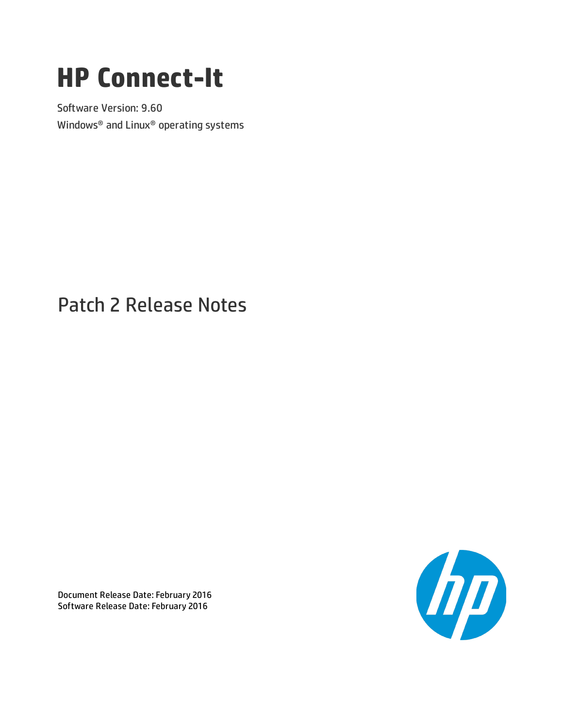# HP Connect-It

Software Version: 9.60

Windows® and Linux® operating systems

## Patch 2 Release Notes

Document Release Date: February 2016
Software Release Date: February 2016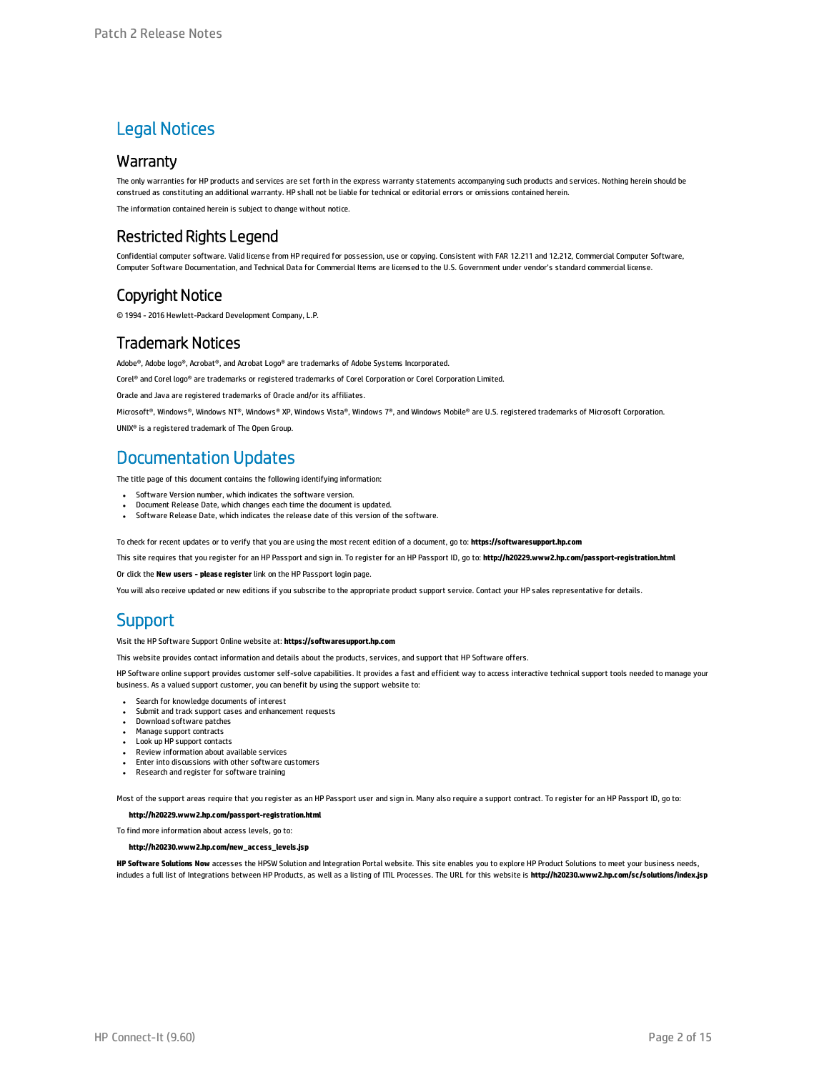# Legal Notices

## Warranty

The only warranties for HP products and services are set forth in the express warranty statements accompanying such products and services. Nothing herein should be construed as constituting an additional warranty. HP shall not be liable for technical or editorial errors or omissions contained herein.

The information contained herein is subject to change without notice.

## Restricted Rights Legend

Confidential computer software. Valid license from HP required for possession, use or copying. Consistent with FAR 12.211 and 12.212, Commercial Computer Software, Computer Software Documentation, and Technical Data for Commercial Items are licensed to the U.S. Government under vendor's standard commercial license.

## Copyright Notice

© 1994 - 2016 Hewlett-Packard Development Company, L.P.

## Trademark Notices

Adobe®, Adobe logo®, Acrobat®, and Acrobat Logo® are trademarks of Adobe Systems Incorporated.

Corel® and Corel logo® are trademarks or registered trademarks of Corel Corporation or Corel Corporation Limited.

Oracle and Java are registered trademarks of Oracle and/or its affiliates.

Microsoft®, Windows®, Windows NT®, Windows® XP, Windows Vista®, Windows 7®, and Windows Mobile® are U.S. registered trademarks of Microsoft Corporation.

UNIX® is a registered trademark of The Open Group.

# Documentation Updates

The title page of this document contains the following identifying information:

- Software Version number, which indicates the software version.
- Document Release Date, which changes each time the document is updated.
- Software Release Date, which indicates the release date of this version of the software.

To check for recent updates or to verify that you are using the most recent edition of a document, go to: **https://softwaresupport.hp.com**

This site requires that you register for an HP Passport and sign in. To register for an HP Passport ID, go to: **http://h20229.www2.hp.com/passport-registration.html**

Or click the **New users - please register** link on the HP Passport login page.

You will also receive updated or new editions if you subscribe to the appropriate product support service. Contact your HP sales representative for details.

# Support

Visit the HP Software Support Online website at: **https://softwaresupport.hp.com**

This website provides contact information and details about the products, services, and support that HP Software offers.

HP Software online support provides customer self-solve capabilities. It provides a fast and efficient way to access interactive technical support tools needed to manage your business. As a valued support customer, you can benefit by using the support website to:

- Search for knowledge documents of interest
- Submit and track support cases and enhancement requests
- Download software patches
- Manage support contracts
- Look up HP support contacts
- Review information about available services
- Enter into discussions with other software customers
- Research and register for software training

Most of the support areas require that you register as an HP Passport user and sign in. Many also require a support contract. To register for an HP Passport ID, go to:

**http://h20229.www2.hp.com/passport-registration.html**

To find more information about access levels, go to:

**http://h20230.www2.hp.com/new_access_levels.jsp**

**HP Software Solutions Now** accesses the HPSW Solution and Integration Portal website. This site enables you to explore HP Product Solutions to meet your business needs, includes a full list of Integrations between HP Products, as well as a listing of ITIL Processes. The URL for this website is **http://h20230.www2.hp.com/sc/solutions/index.jsp**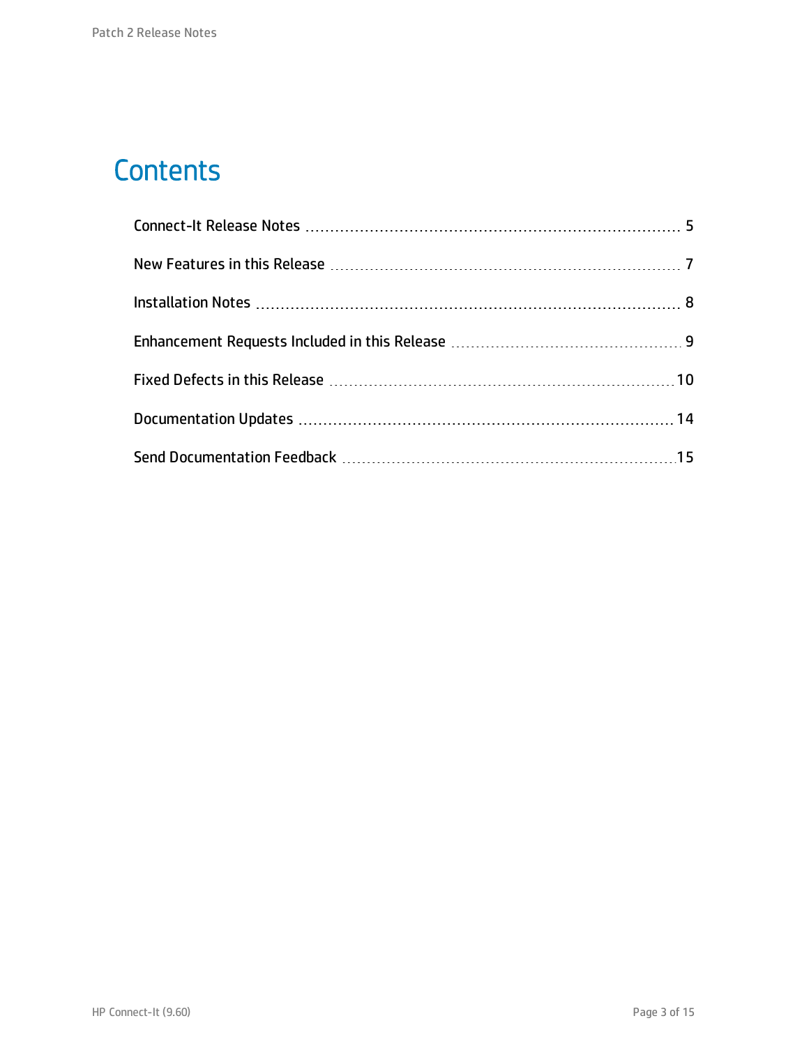# Contents

Connect-It Release Notes ..... 5

New Features in this Release ..... 7

Installation Notes ..... 8

Enhancement Requests Included in this Release ..... 9

Fixed Defects in this Release ..... 10

Documentation Updates ..... 14

Send Documentation Feedback ..... 15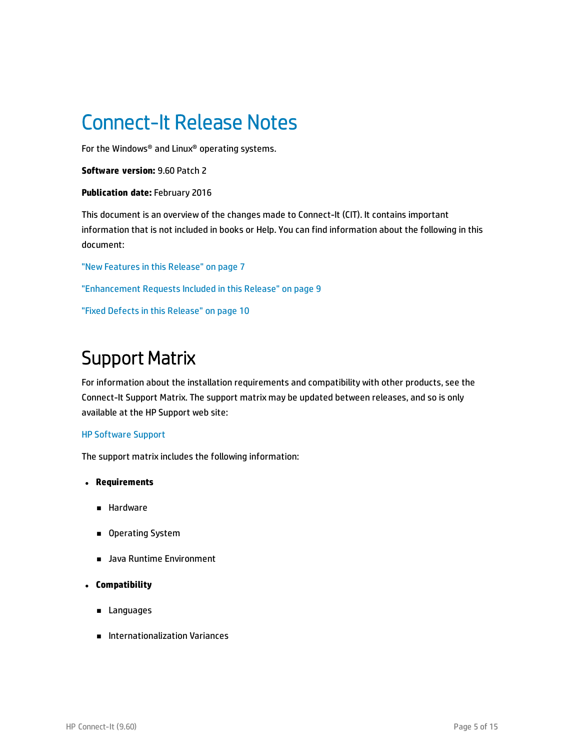# Connect-It Release Notes

For the Windows® and Linux® operating systems.

**Software version:** 9.60 Patch 2

**Publication date:** February 2016

This document is an overview of the changes made to Connect-It (CIT). It contains important information that is not included in books or Help. You can find information about the following in this document:

"New Features in this Release" on page 7

"Enhancement Requests Included in this Release" on page 9

"Fixed Defects in this Release" on page 10

# Support Matrix

For information about the installation requirements and compatibility with other products, see the Connect-It Support Matrix. The support matrix may be updated between releases, and so is only available at the HP Support web site:

HP Software Support

The support matrix includes the following information:

- **Requirements**
  - Hardware
  - Operating System
  - Java Runtime Environment
- **Compatibility**
  - Languages
  - Internationalization Variances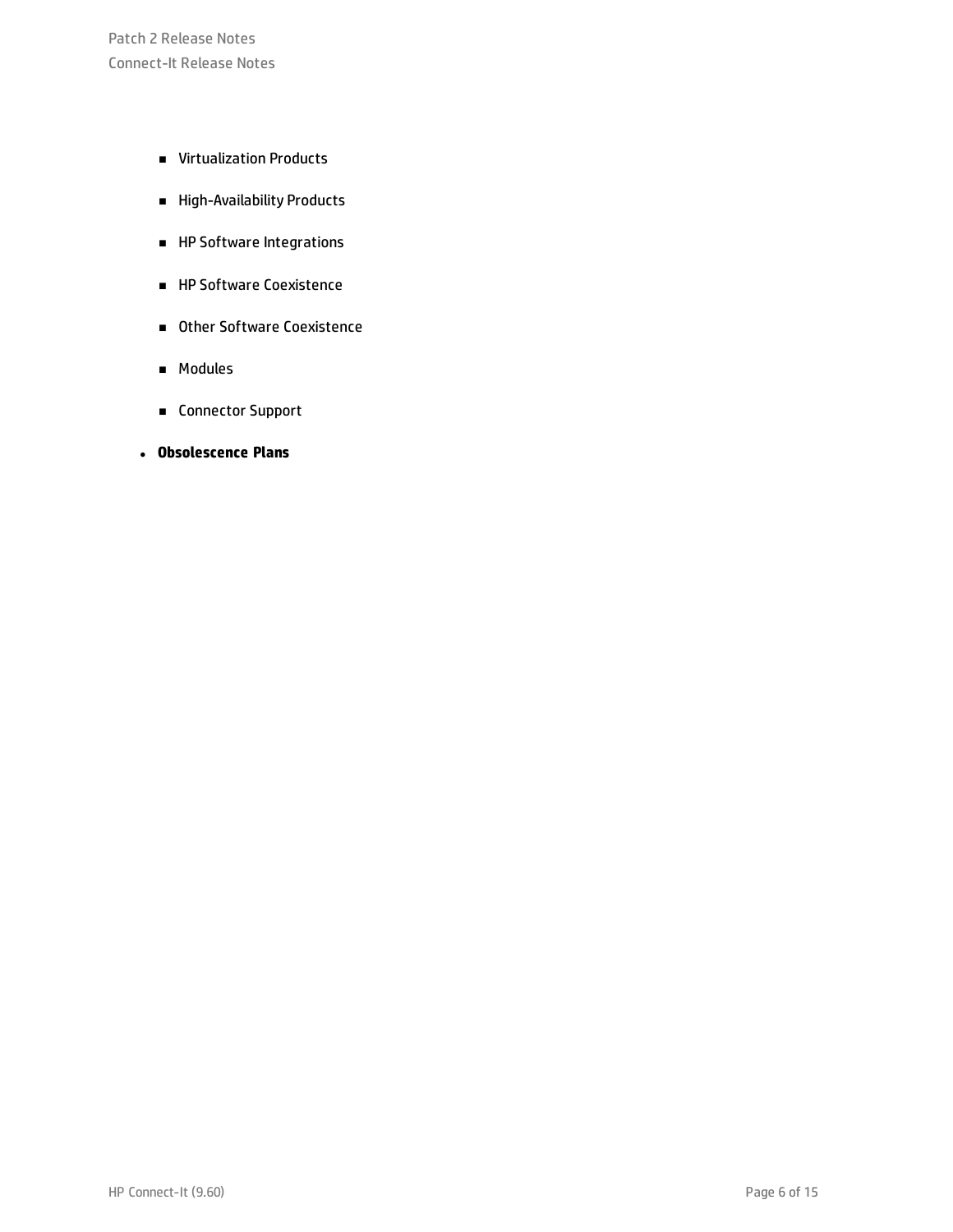- Virtualization Products
  - High-Availability Products
  - HP Software Integrations
  - HP Software Coexistence
  - Other Software Coexistence
  - Modules
  - Connector Support
- **Obsolescence Plans**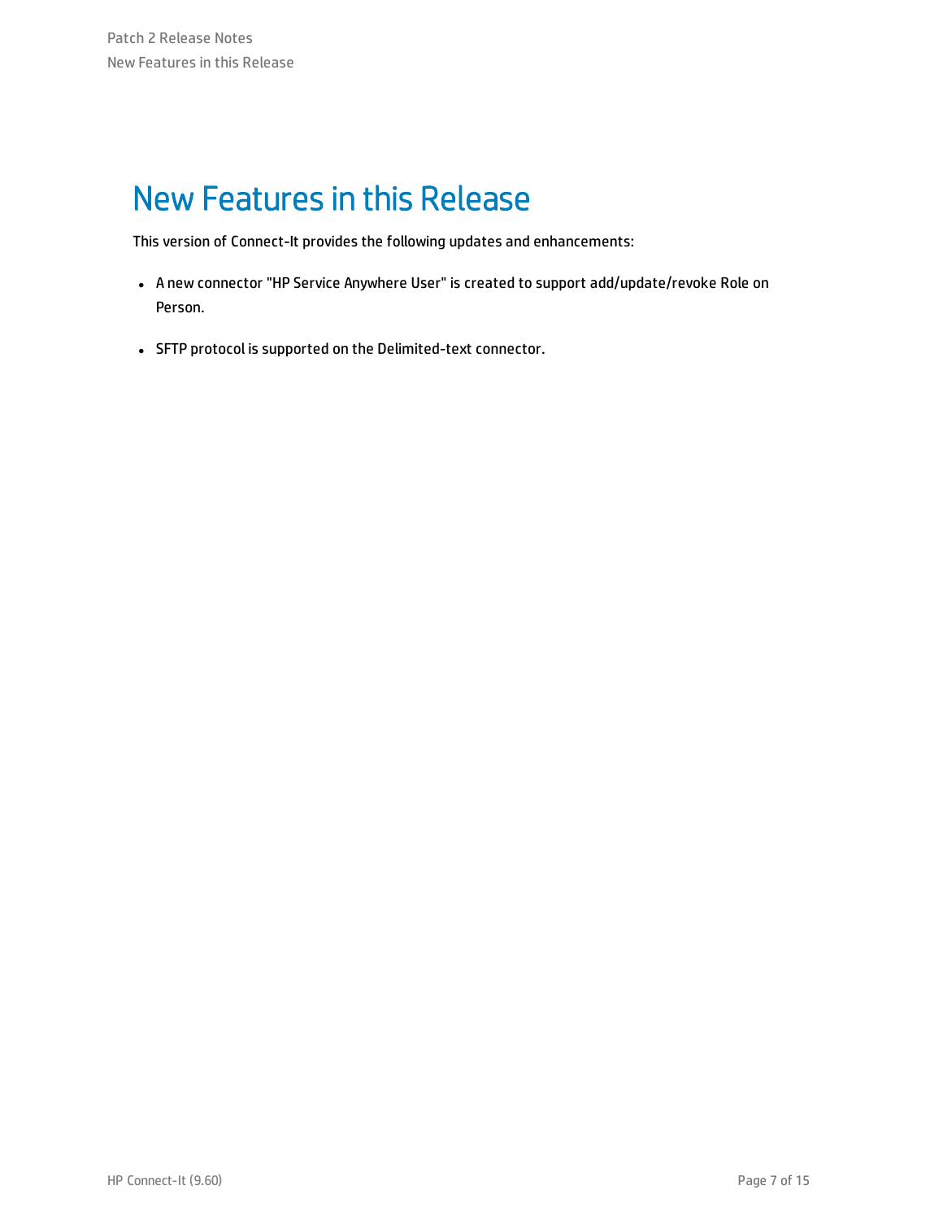# New Features in this Release

This version of Connect-It provides the following updates and enhancements:

- A new connector "HP Service Anywhere User" is created to support add/update/revoke Role on Person.
- SFTP protocol is supported on the Delimited-text connector.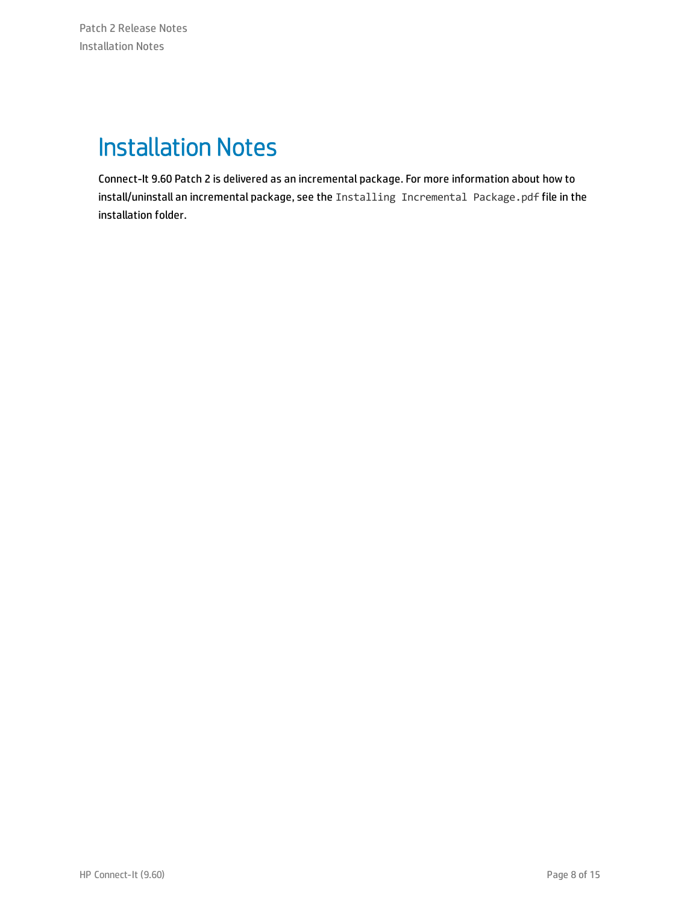# Installation Notes

Connect-It 9.60 Patch 2 is delivered as an incremental package. For more information about how to install/uninstall an incremental package, see the `Installing Incremental Package.pdf` file in the installation folder.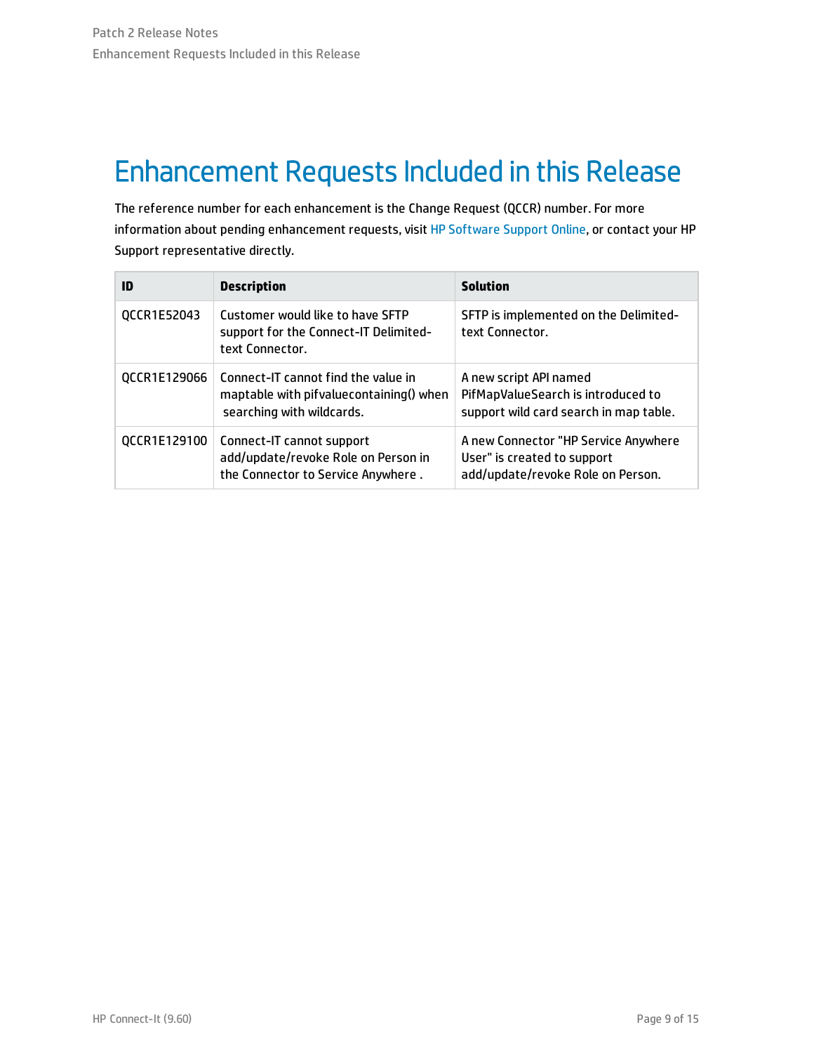# Enhancement Requests Included in this Release

The reference number for each enhancement is the Change Request (QCCR) number. For more information about pending enhancement requests, visit HP Software Support Online, or contact your HP Support representative directly.

| ID | Description | Solution |
|---|---|---|
| QCCR1E52043 | Customer would like to have SFTP support for the Connect-IT Delimited-text Connector. | SFTP is implemented on the Delimited-text Connector. |
| QCCR1E129066 | Connect-IT cannot find the value in maptable with pifvaluecontaining() when searching with wildcards. | A new script API named PifMapValueSearch is introduced to support wild card search in map table. |
| QCCR1E129100 | Connect-IT cannot support add/update/revoke Role on Person in the Connector to Service Anywhere . | A new Connector "HP Service Anywhere User" is created to support add/update/revoke Role on Person. |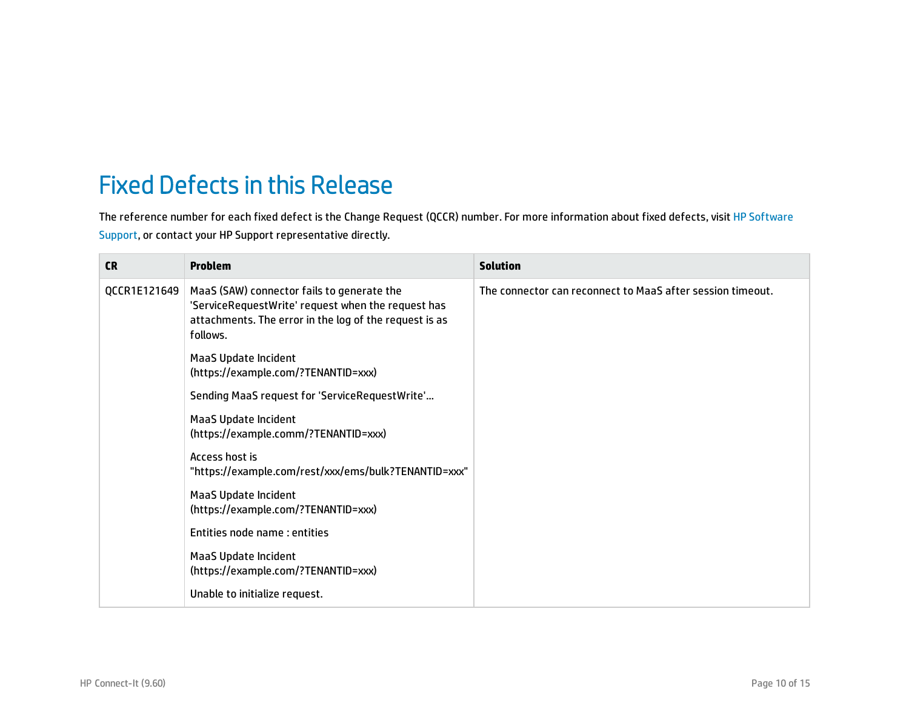# Fixed Defects in this Release

The reference number for each fixed defect is the Change Request (QCCR) number. For more information about fixed defects, visit HP Software Support, or contact your HP Support representative directly.

| CR | Problem | Solution |
|---|---|---|
| QCCR1E121649 | MaaS (SAW) connector fails to generate the 'ServiceRequestWrite' request when the request has attachments. The error in the log of the request is as follows.<br><br>MaaS Update Incident (https://example.com/?TENANTID=xxx)<br><br>Sending MaaS request for 'ServiceRequestWrite'...<br><br>MaaS Update Incident (https://example.comm/?TENANTID=xxx)<br><br>Access host is "https://example.com/rest/xxx/ems/bulk?TENANTID=xxx"<br><br>MaaS Update Incident (https://example.com/?TENANTID=xxx)<br><br>Entities node name : entities<br><br>MaaS Update Incident (https://example.com/?TENANTID=xxx)<br><br>Unable to initialize request. | The connector can reconnect to MaaS after session timeout. |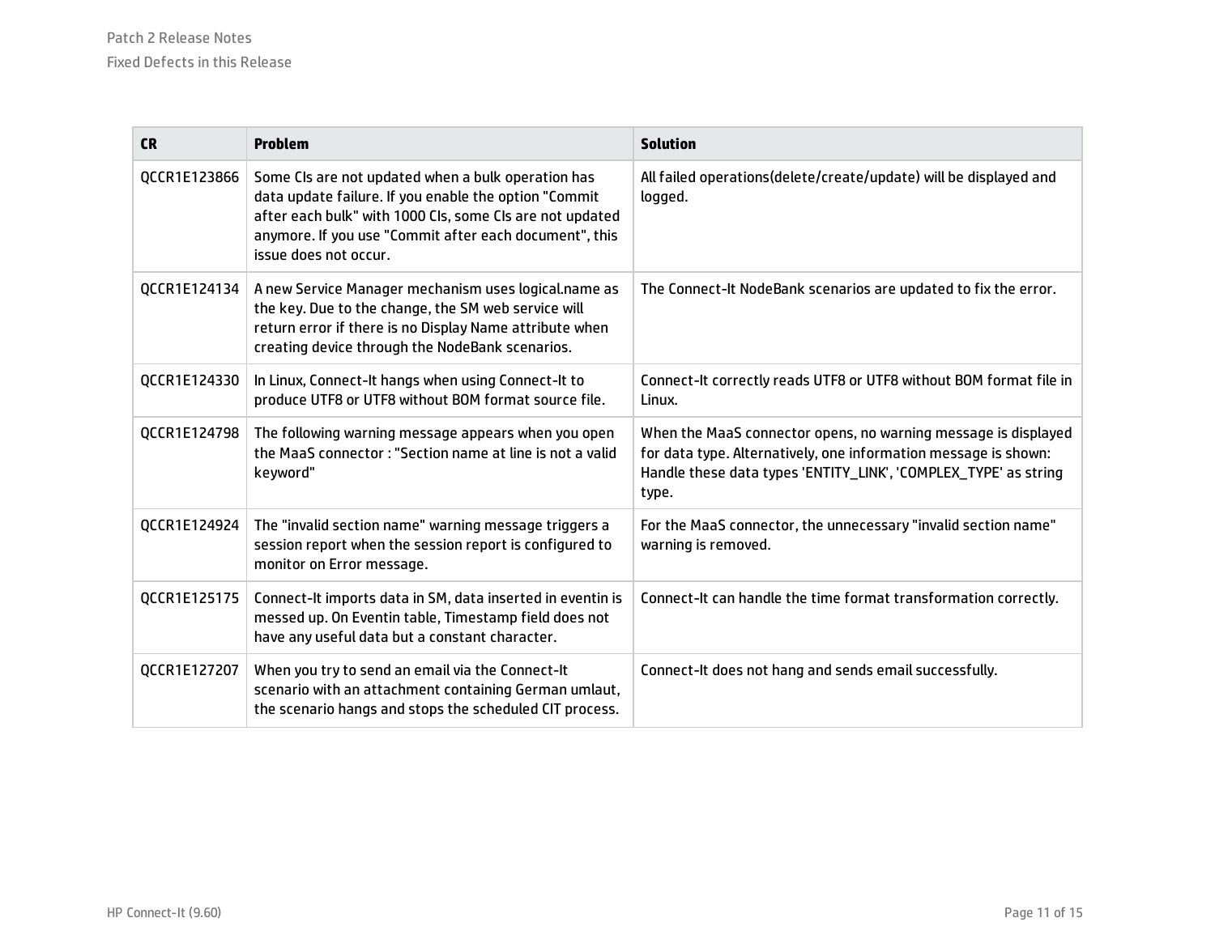| CR | Problem | Solution |
| --- | --- | --- |
| QCCR1E123866 | Some CIs are not updated when a bulk operation has data update failure. If you enable the option "Commit after each bulk" with 1000 CIs, some CIs are not updated anymore. If you use "Commit after each document", this issue does not occur. | All failed operations(delete/create/update) will be displayed and logged. |
| QCCR1E124134 | A new Service Manager mechanism uses logical.name as the key. Due to the change, the SM web service will return error if there is no Display Name attribute when creating device through the NodeBank scenarios. | The Connect-It NodeBank scenarios are updated to fix the error. |
| QCCR1E124330 | In Linux, Connect-It hangs when using Connect-It to produce UTF8 or UTF8 without BOM format source file. | Connect-It correctly reads UTF8 or UTF8 without BOM format file in Linux. |
| QCCR1E124798 | The following warning message appears when you open the MaaS connector : "Section name at line is not a valid keyword" | When the MaaS connector opens, no warning message is displayed for data type. Alternatively, one information message is shown: Handle these data types 'ENTITY_LINK', 'COMPLEX_TYPE' as string type. |
| QCCR1E124924 | The "invalid section name" warning message triggers a session report when the session report is configured to monitor on Error message. | For the MaaS connector, the unnecessary "invalid section name" warning is removed. |
| QCCR1E125175 | Connect-It imports data in SM, data inserted in eventin is messed up. On Eventin table, Timestamp field does not have any useful data but a constant character. | Connect-It can handle the time format transformation correctly. |
| QCCR1E127207 | When you try to send an email via the Connect-It scenario with an attachment containing German umlaut, the scenario hangs and stops the scheduled CIT process. | Connect-It does not hang and sends email successfully. |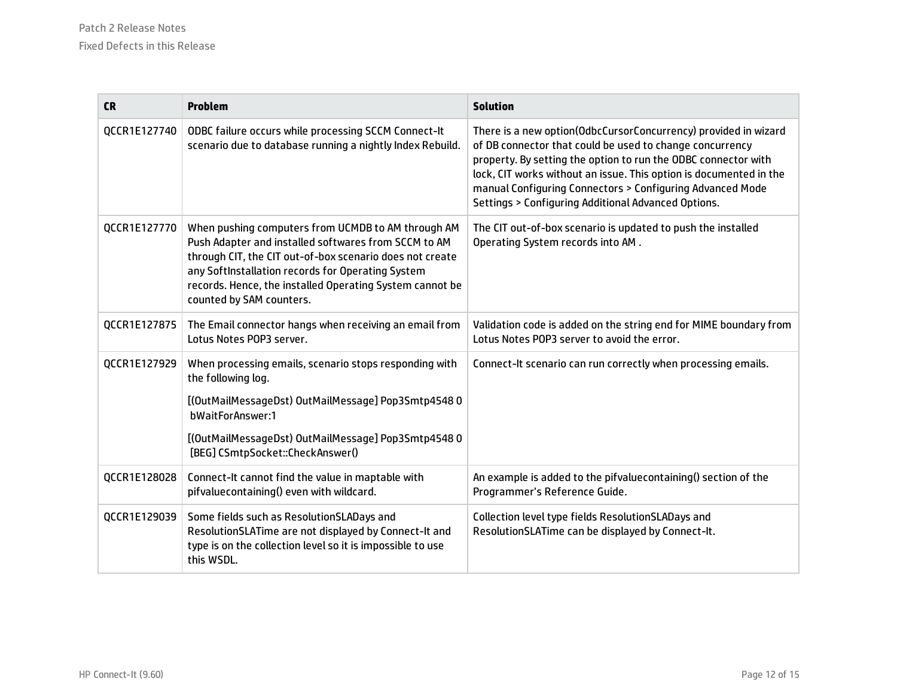| CR | Problem | Solution |
|---|---|---|
| QCCR1E127740 | ODBC failure occurs while processing SCCM Connect-It scenario due to database running a nightly Index Rebuild. | There is a new option(OdbcCursorConcurrency) provided in wizard of DB connector that could be used to change concurrency property. By setting the option to run the ODBC connector with lock, CIT works without an issue. This option is documented in the manual Configuring Connectors > Configuring Advanced Mode Settings > Configuring Additional Advanced Options. |
| QCCR1E127770 | When pushing computers from UCMDB to AM through AM Push Adapter and installed softwares from SCCM to AM through CIT, the CIT out-of-box scenario does not create any SoftInstallation records for Operating System records. Hence, the installed Operating System cannot be counted by SAM counters. | The CIT out-of-box scenario is updated to push the installed Operating System records into AM . |
| QCCR1E127875 | The Email connector hangs when receiving an email from Lotus Notes POP3 server. | Validation code is added on the string end for MIME boundary from Lotus Notes POP3 server to avoid the error. |
| QCCR1E127929 | When processing emails, scenario stops responding with the following log.<br><br>[(OutMailMessageDst) OutMailMessage] Pop3Smtp4548 0 bWaitForAnswer:1<br><br>[(OutMailMessageDst) OutMailMessage] Pop3Smtp4548 0 [BEG] CSmtpSocket::CheckAnswer() | Connect-It scenario can run correctly when processing emails. |
| QCCR1E128028 | Connect-It cannot find the value in maptable with pifvaluecontaining() even with wildcard. | An example is added to the pifvaluecontaining() section of the Programmer's Reference Guide. |
| QCCR1E129039 | Some fields such as ResolutionSLADays and ResolutionSLATime are not displayed by Connect-It and type is on the collection level so it is impossible to use this WSDL. | Collection level type fields ResolutionSLADays and ResolutionSLATime can be displayed by Connect-It. |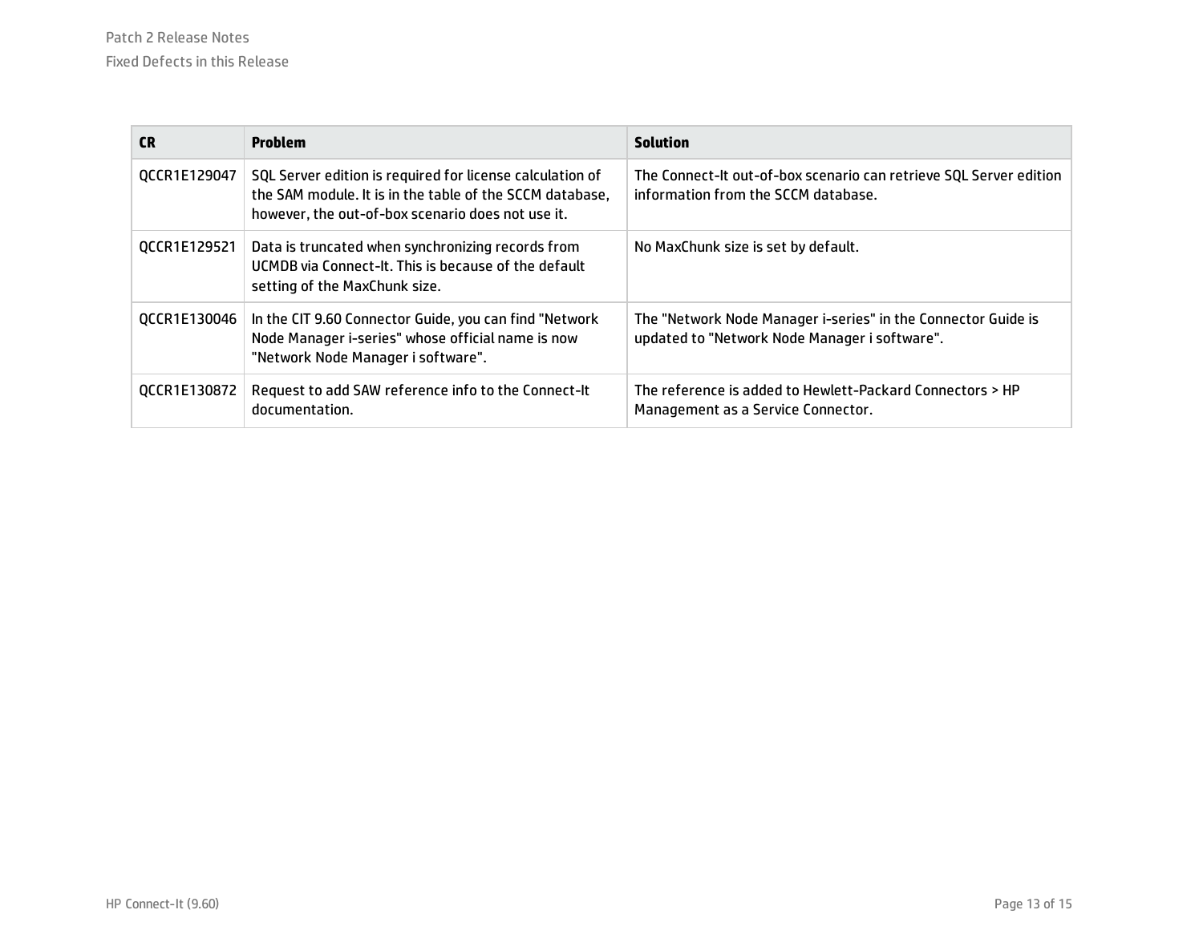| CR | Problem | Solution |
| --- | --- | --- |
| QCCR1E129047 | SQL Server edition is required for license calculation of the SAM module. It is in the table of the SCCM database, however, the out-of-box scenario does not use it. | The Connect-It out-of-box scenario can retrieve SQL Server edition information from the SCCM database. |
| QCCR1E129521 | Data is truncated when synchronizing records from UCMDB via Connect-It. This is because of the default setting of the MaxChunk size. | No MaxChunk size is set by default. |
| QCCR1E130046 | In the CIT 9.60 Connector Guide, you can find "Network Node Manager i-series" whose official name is now "Network Node Manager i software". | The "Network Node Manager i-series" in the Connector Guide is updated to "Network Node Manager i software". |
| QCCR1E130872 | Request to add SAW reference info to the Connect-It documentation. | The reference is added to Hewlett-Packard Connectors > HP Management as a Service Connector. |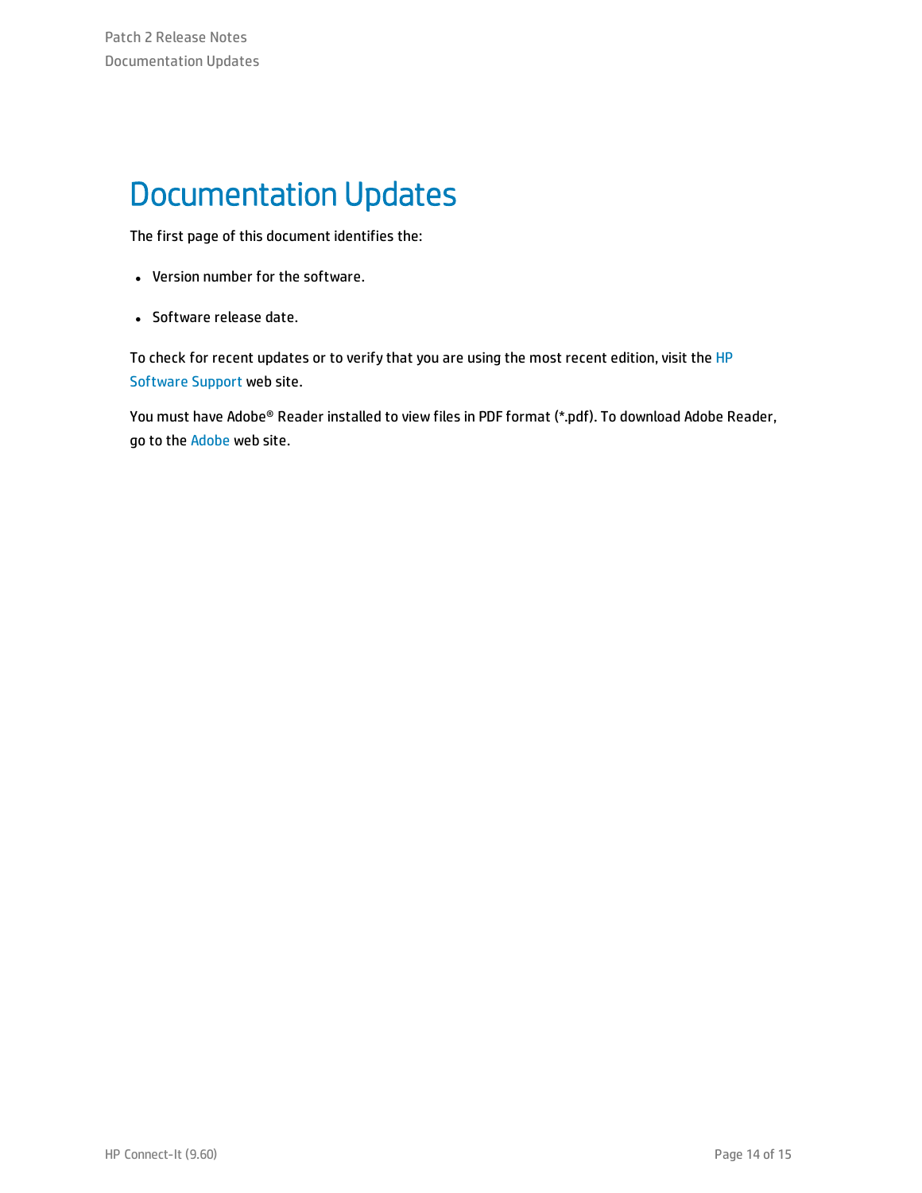# Documentation Updates

The first page of this document identifies the:

- Version number for the software.
- Software release date.

To check for recent updates or to verify that you are using the most recent edition, visit the HP Software Support web site.

You must have Adobe® Reader installed to view files in PDF format (*.pdf). To download Adobe Reader, go to the Adobe web site.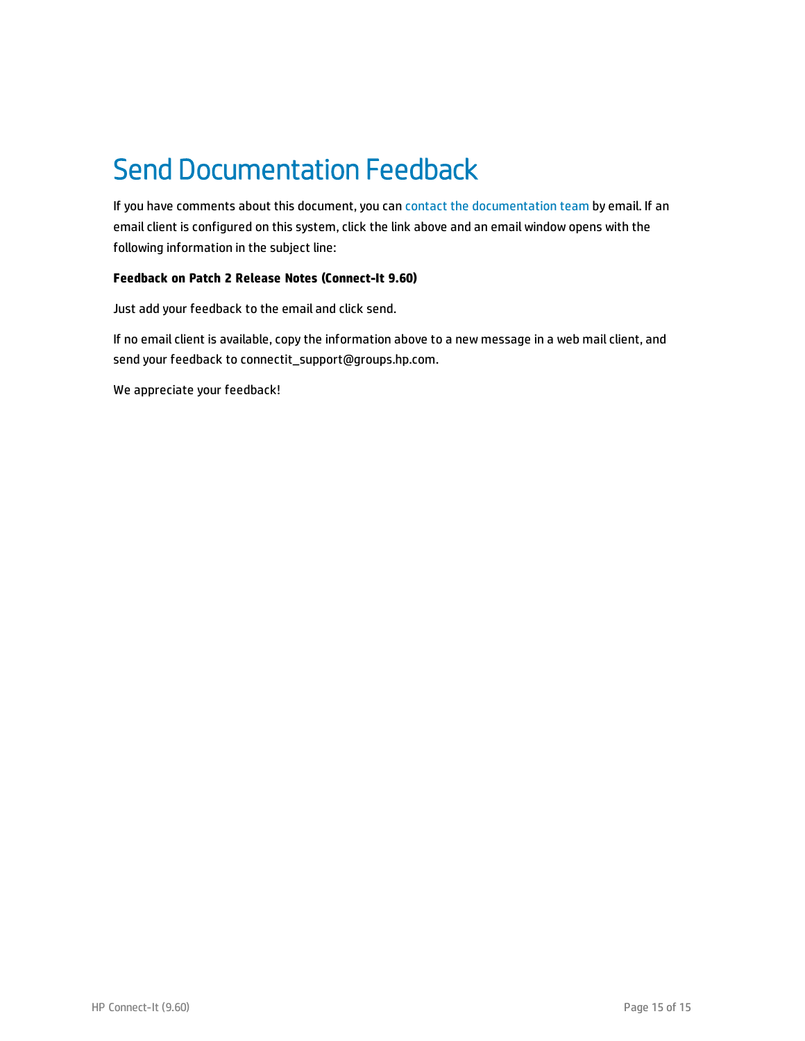# Send Documentation Feedback

If you have comments about this document, you can contact the documentation team by email. If an email client is configured on this system, click the link above and an email window opens with the following information in the subject line:

**Feedback on Patch 2 Release Notes (Connect-It 9.60)**

Just add your feedback to the email and click send.

If no email client is available, copy the information above to a new message in a web mail client, and send your feedback to connectit_support@groups.hp.com.

We appreciate your feedback!